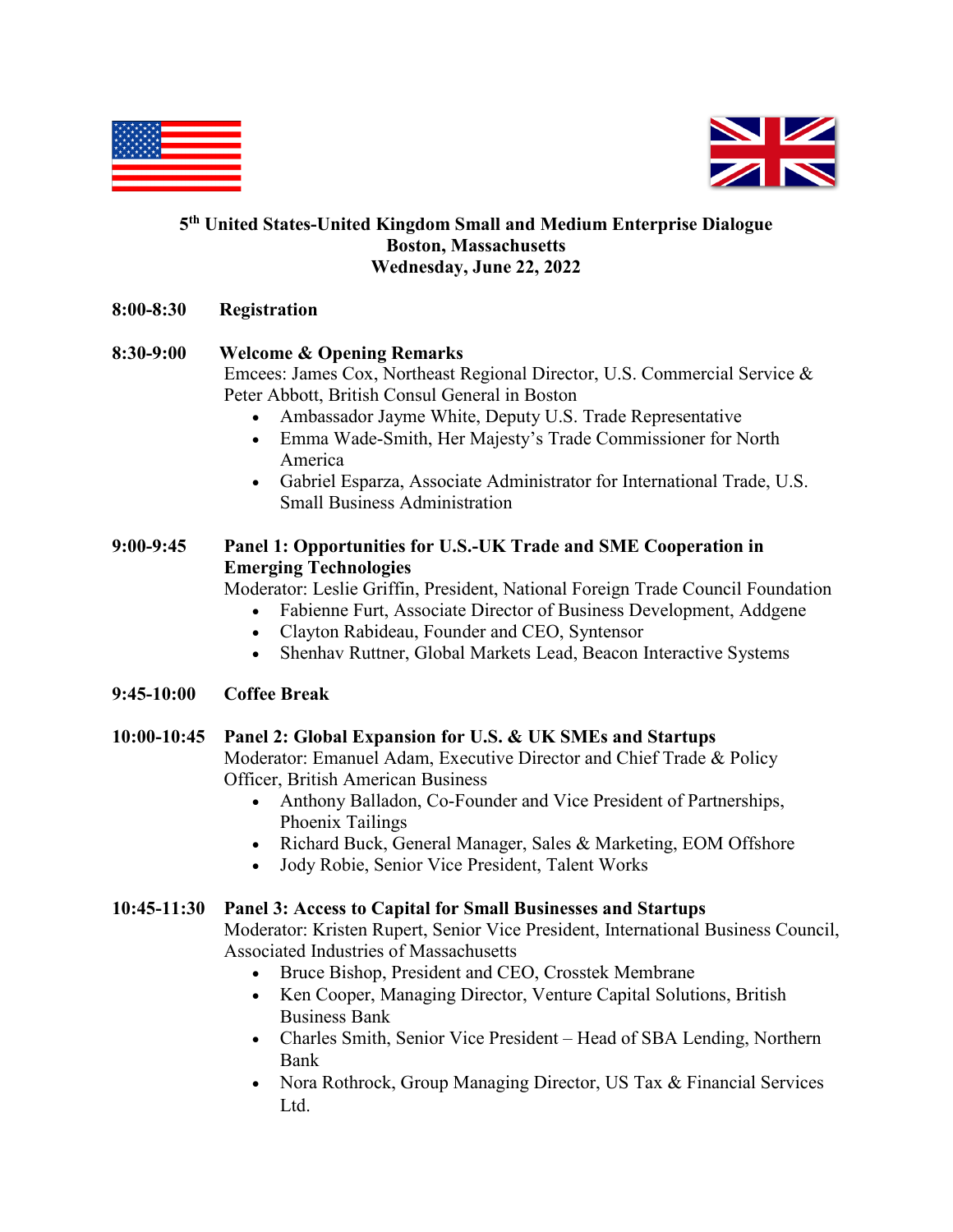# 5th United States-United Kingdom Small and Medium Enterprise Dialogue
## Boston, Massachusetts
## Wednesday, June 22, 2022

**8:00-8:30 Registration**

**8:30-9:00 Welcome & Opening Remarks**

Emcees: James Cox, Northeast Regional Director, U.S. Commercial Service & Peter Abbott, British Consul General in Boston

- Ambassador Jayme White, Deputy U.S. Trade Representative
- Emma Wade-Smith, Her Majesty's Trade Commissioner for North America
- Gabriel Esparza, Associate Administrator for International Trade, U.S. Small Business Administration

**9:00-9:45 Panel 1: Opportunities for U.S.-UK Trade and SME Cooperation in Emerging Technologies**

Moderator: Leslie Griffin, President, National Foreign Trade Council Foundation

- Fabienne Furt, Associate Director of Business Development, Addgene
- Clayton Rabideau, Founder and CEO, Syntensor
- Shenhav Ruttner, Global Markets Lead, Beacon Interactive Systems

**9:45-10:00 Coffee Break**

**10:00-10:45 Panel 2: Global Expansion for U.S. & UK SMEs and Startups**

Moderator: Emanuel Adam, Executive Director and Chief Trade & Policy Officer, British American Business

- Anthony Balladon, Co-Founder and Vice President of Partnerships, Phoenix Tailings
- Richard Buck, General Manager, Sales & Marketing, EOM Offshore
- Jody Robie, Senior Vice President, Talent Works

**10:45-11:30 Panel 3: Access to Capital for Small Businesses and Startups**

Moderator: Kristen Rupert, Senior Vice President, International Business Council, Associated Industries of Massachusetts

- Bruce Bishop, President and CEO, Crosstek Membrane
- Ken Cooper, Managing Director, Venture Capital Solutions, British Business Bank
- Charles Smith, Senior Vice President – Head of SBA Lending, Northern Bank
- Nora Rothrock, Group Managing Director, US Tax & Financial Services Ltd.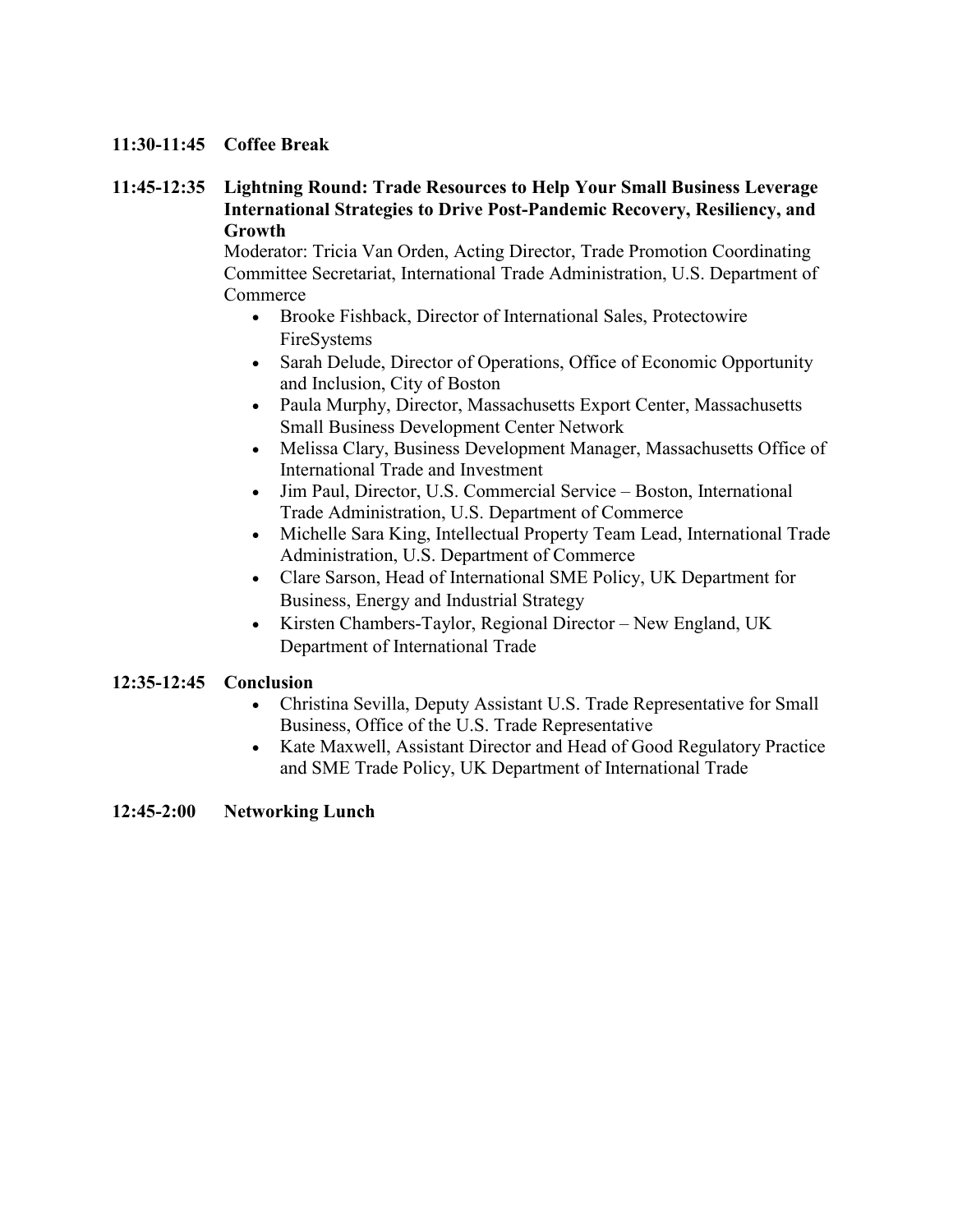**11:30-11:45 Coffee Break**

**11:45-12:35 Lightning Round: Trade Resources to Help Your Small Business Leverage International Strategies to Drive Post-Pandemic Recovery, Resiliency, and Growth**

Moderator: Tricia Van Orden, Acting Director, Trade Promotion Coordinating Committee Secretariat, International Trade Administration, U.S. Department of Commerce

- Brooke Fishback, Director of International Sales, Protectowire FireSystems
- Sarah Delude, Director of Operations, Office of Economic Opportunity and Inclusion, City of Boston
- Paula Murphy, Director, Massachusetts Export Center, Massachusetts Small Business Development Center Network
- Melissa Clary, Business Development Manager, Massachusetts Office of International Trade and Investment
- Jim Paul, Director, U.S. Commercial Service – Boston, International Trade Administration, U.S. Department of Commerce
- Michelle Sara King, Intellectual Property Team Lead, International Trade Administration, U.S. Department of Commerce
- Clare Sarson, Head of International SME Policy, UK Department for Business, Energy and Industrial Strategy
- Kirsten Chambers-Taylor, Regional Director – New England, UK Department of International Trade

**12:35-12:45 Conclusion**

- Christina Sevilla, Deputy Assistant U.S. Trade Representative for Small Business, Office of the U.S. Trade Representative
- Kate Maxwell, Assistant Director and Head of Good Regulatory Practice and SME Trade Policy, UK Department of International Trade

**12:45-2:00 Networking Lunch**